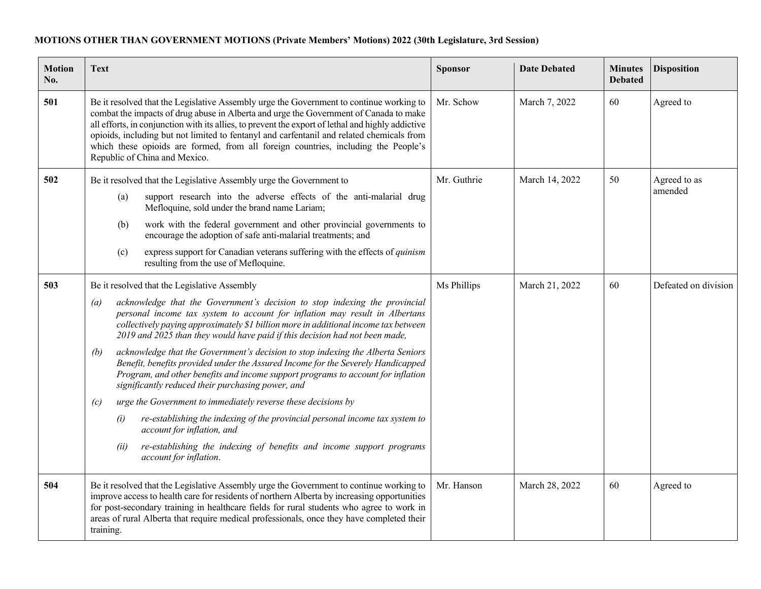**MOTIONS OTHER THAN GOVERNMENT MOTIONS (Private Members' Motions) 2022 (30th Legislature, 3rd Session)**

| Motion No. | Text | Sponsor | Date Debated | Minutes Debated | Disposition |
|---|---|---|---|---|---|
| **501** | Be it resolved that the Legislative Assembly urge the Government to continue working to combat the impacts of drug abuse in Alberta and urge the Government of Canada to make all efforts, in conjunction with its allies, to prevent the export of lethal and highly addictive opioids, including but not limited to fentanyl and carfentanil and related chemicals from which these opioids are formed, from all foreign countries, including the People's Republic of China and Mexico. | Mr. Schow | March 7, 2022 | 60 | Agreed to |
| **502** | Be it resolved that the Legislative Assembly urge the Government to<br>(a) support research into the adverse effects of the anti-malarial drug Mefloquine, sold under the brand name Lariam;<br>(b) work with the federal government and other provincial governments to encourage the adoption of safe anti-malarial treatments; and<br>(c) express support for Canadian veterans suffering with the effects of *quinism* resulting from the use of Mefloquine. | Mr. Guthrie | March 14, 2022 | 50 | Agreed to as amended |
| **503** | Be it resolved that the Legislative Assembly<br>*(a) acknowledge that the Government's decision to stop indexing the provincial personal income tax system to account for inflation may result in Albertans collectively paying approximately $1 billion more in additional income tax between 2019 and 2025 than they would have paid if this decision had not been made,*<br>*(b) acknowledge that the Government's decision to stop indexing the Alberta Seniors Benefit, benefits provided under the Assured Income for the Severely Handicapped Program, and other benefits and income support programs to account for inflation significantly reduced their purchasing power, and*<br>*(c) urge the Government to immediately reverse these decisions by*<br>*(i) re-establishing the indexing of the provincial personal income tax system to account for inflation, and*<br>*(ii) re-establishing the indexing of benefits and income support programs account for inflation.* | Ms Phillips | March 21, 2022 | 60 | Defeated on division |
| **504** | Be it resolved that the Legislative Assembly urge the Government to continue working to improve access to health care for residents of northern Alberta by increasing opportunities for post-secondary training in healthcare fields for rural students who agree to work in areas of rural Alberta that require medical professionals, once they have completed their training. | Mr. Hanson | March 28, 2022 | 60 | Agreed to |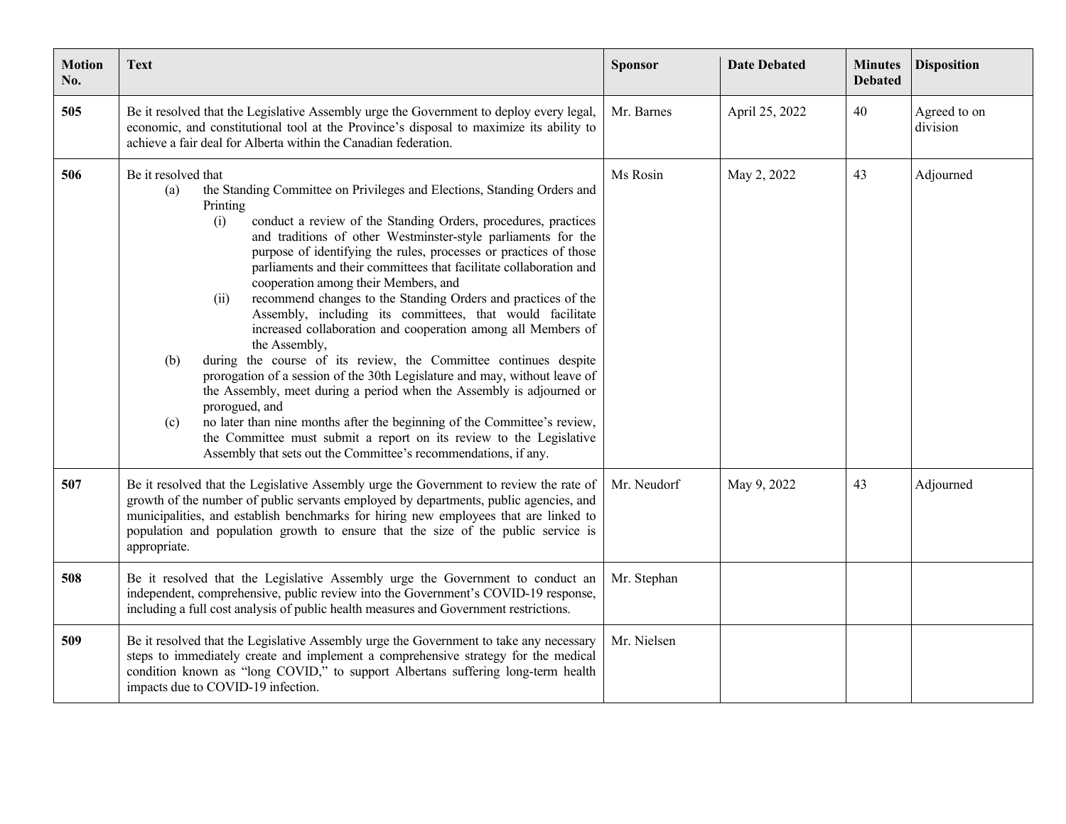| Motion No. | Text | Sponsor | Date Debated | Minutes Debated | Disposition |
|---|---|---|---|---|---|
| **505** | Be it resolved that the Legislative Assembly urge the Government to deploy every legal, economic, and constitutional tool at the Province's disposal to maximize its ability to achieve a fair deal for Alberta within the Canadian federation. | Mr. Barnes | April 25, 2022 | 40 | Agreed to on division |
| **506** | Be it resolved that<br>(a) the Standing Committee on Privileges and Elections, Standing Orders and Printing<br>(i) conduct a review of the Standing Orders, procedures, practices and traditions of other Westminster-style parliaments for the purpose of identifying the rules, processes or practices of those parliaments and their committees that facilitate collaboration and cooperation among their Members, and<br>(ii) recommend changes to the Standing Orders and practices of the Assembly, including its committees, that would facilitate increased collaboration and cooperation among all Members of the Assembly,<br>(b) during the course of its review, the Committee continues despite prorogation of a session of the 30th Legislature and may, without leave of the Assembly, meet during a period when the Assembly is adjourned or prorogued, and<br>(c) no later than nine months after the beginning of the Committee's review, the Committee must submit a report on its review to the Legislative Assembly that sets out the Committee's recommendations, if any. | Ms Rosin | May 2, 2022 | 43 | Adjourned |
| **507** | Be it resolved that the Legislative Assembly urge the Government to review the rate of growth of the number of public servants employed by departments, public agencies, and municipalities, and establish benchmarks for hiring new employees that are linked to population and population growth to ensure that the size of the public service is appropriate. | Mr. Neudorf | May 9, 2022 | 43 | Adjourned |
| **508** | Be it resolved that the Legislative Assembly urge the Government to conduct an independent, comprehensive, public review into the Government's COVID-19 response, including a full cost analysis of public health measures and Government restrictions. | Mr. Stephan | | | |
| **509** | Be it resolved that the Legislative Assembly urge the Government to take any necessary steps to immediately create and implement a comprehensive strategy for the medical condition known as "long COVID," to support Albertans suffering long-term health impacts due to COVID-19 infection. | Mr. Nielsen | | | |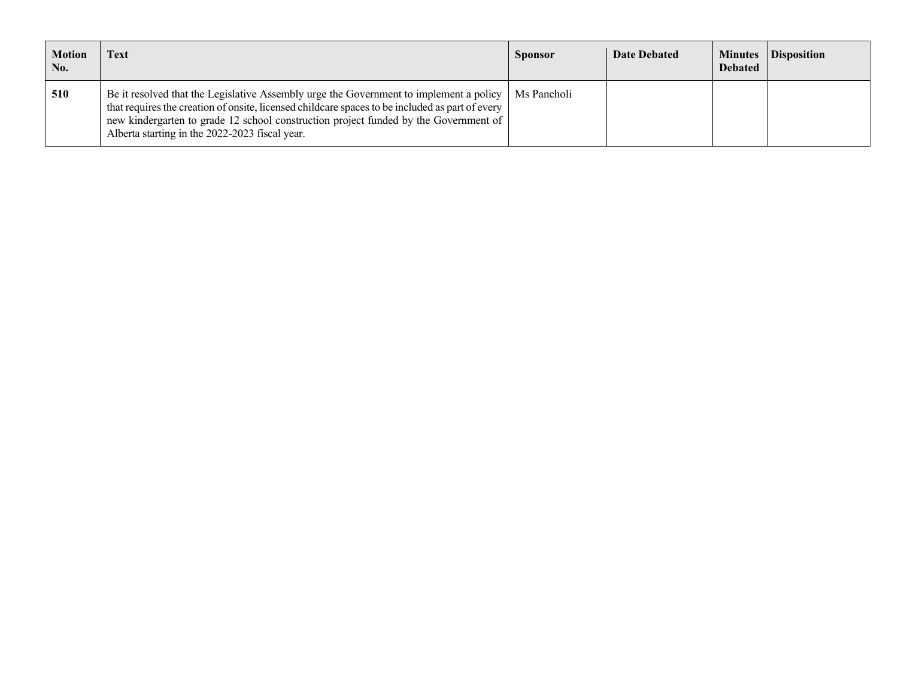| Motion No. | Text | Sponsor | Date Debated | Minutes Debated | Disposition |
| --- | --- | --- | --- | --- | --- |
| **510** | Be it resolved that the Legislative Assembly urge the Government to implement a policy that requires the creation of onsite, licensed childcare spaces to be included as part of every new kindergarten to grade 12 school construction project funded by the Government of Alberta starting in the 2022-2023 fiscal year. | Ms Pancholi | | | |